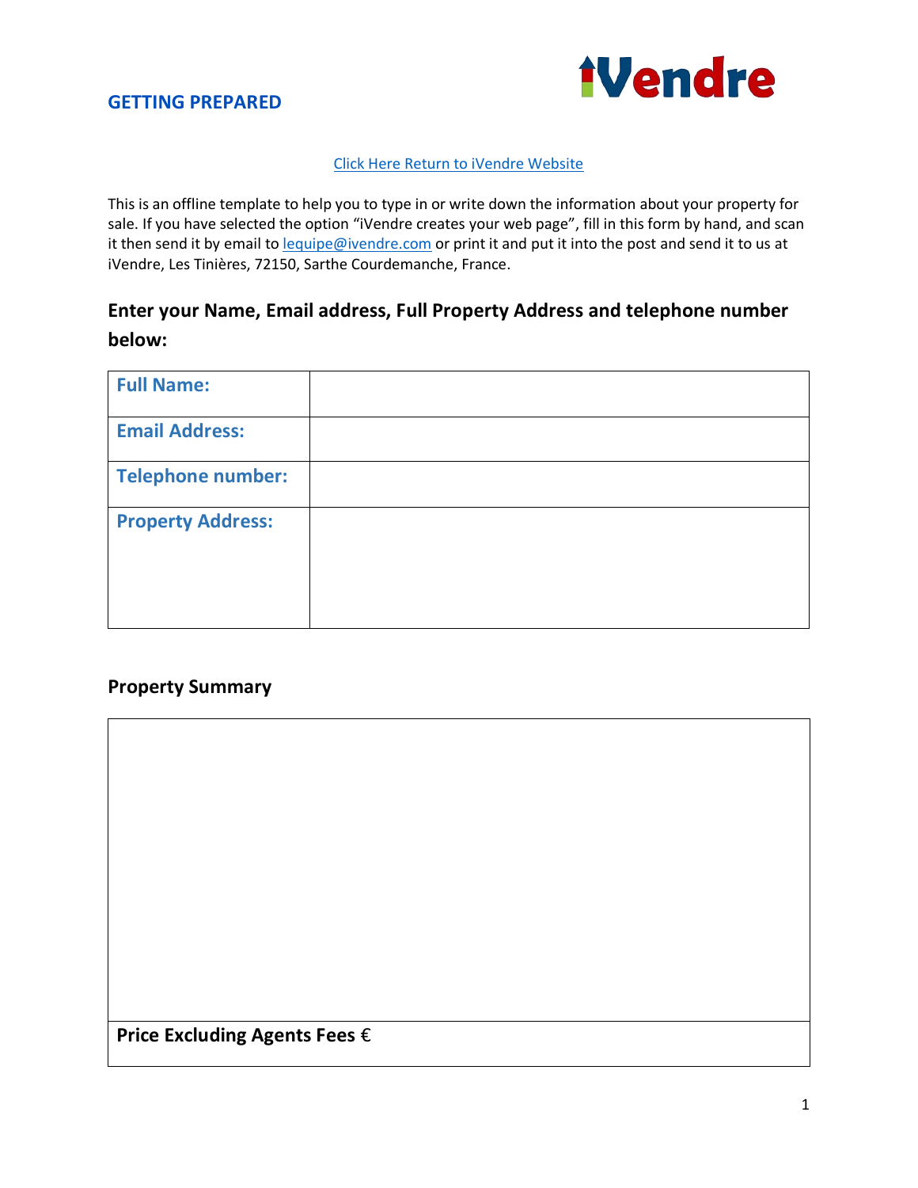**GETTING PREPARED**

iVendre

[Click Here Return to iVendre Website]

This is an offline template to help you to type in or write down the information about your property for sale. If you have selected the option "iVendre creates your web page", fill in this form by hand, and scan it then send it by email to lequipe@ivendre.com or print it and put it into the post and send it to us at iVendre, Les Tinières, 72150, Sarthe Courdemanche, France.

## Enter your Name, Email address, Full Property Address and telephone number below:

| **Full Name:** | |
|---|---|
| **Email Address:** | |
| **Telephone number:** | |
| **Property Address:** | |

## Property Summary

| |
|---|
| |
| **Price Excluding Agents Fees €** |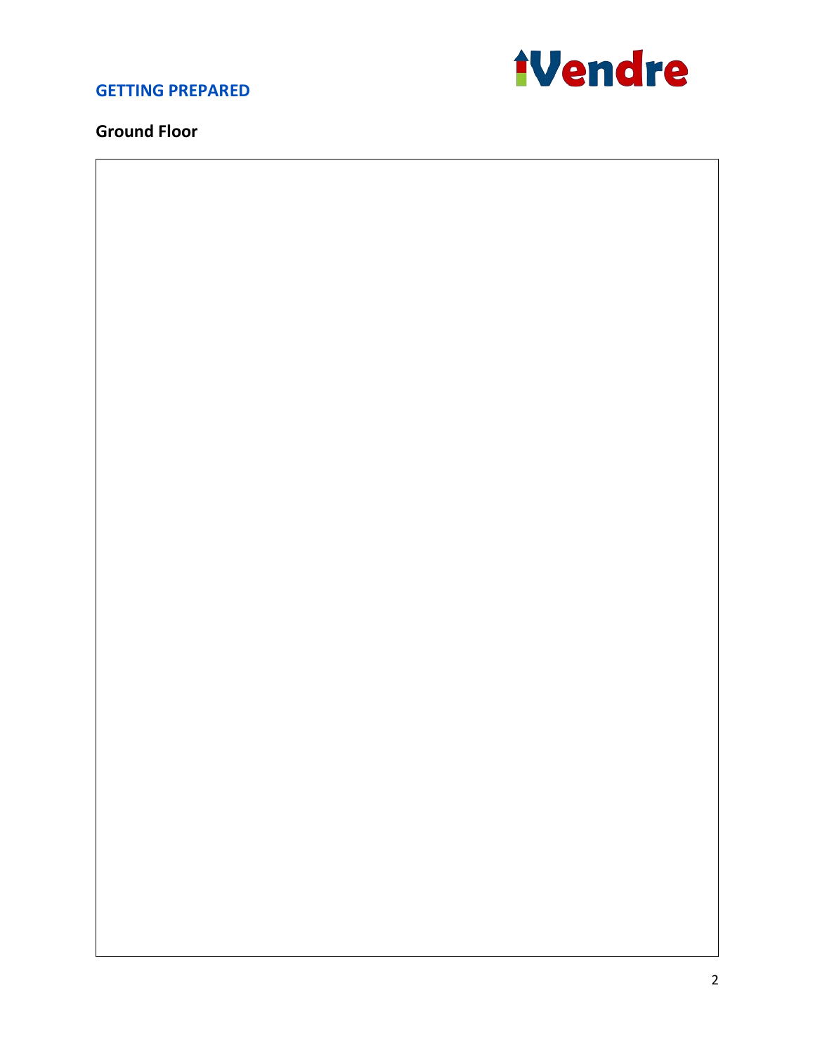## Ground Floor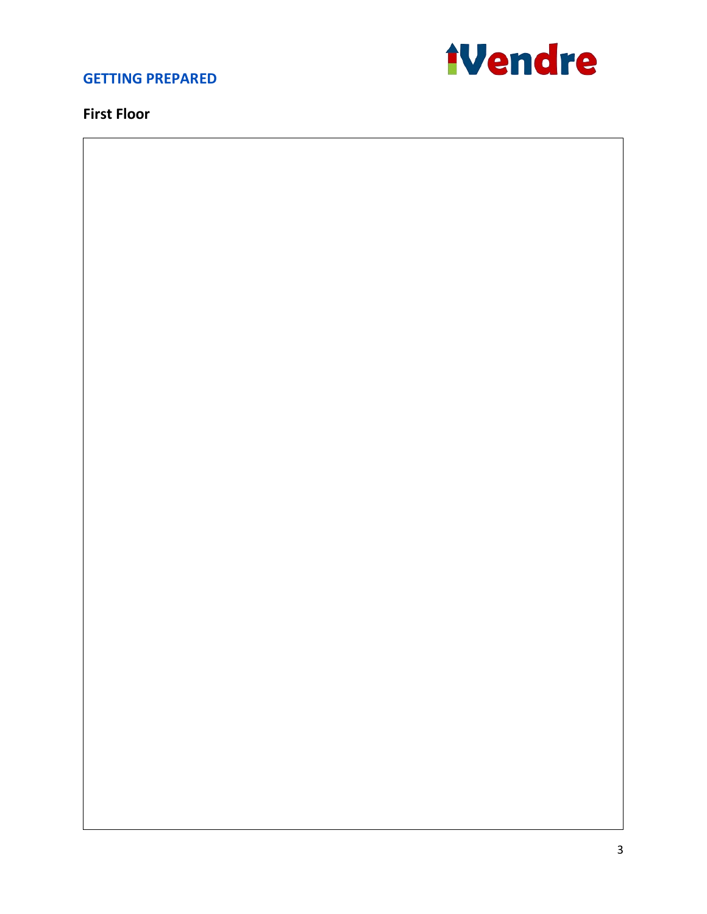## GETTING PREPARED

### First Floor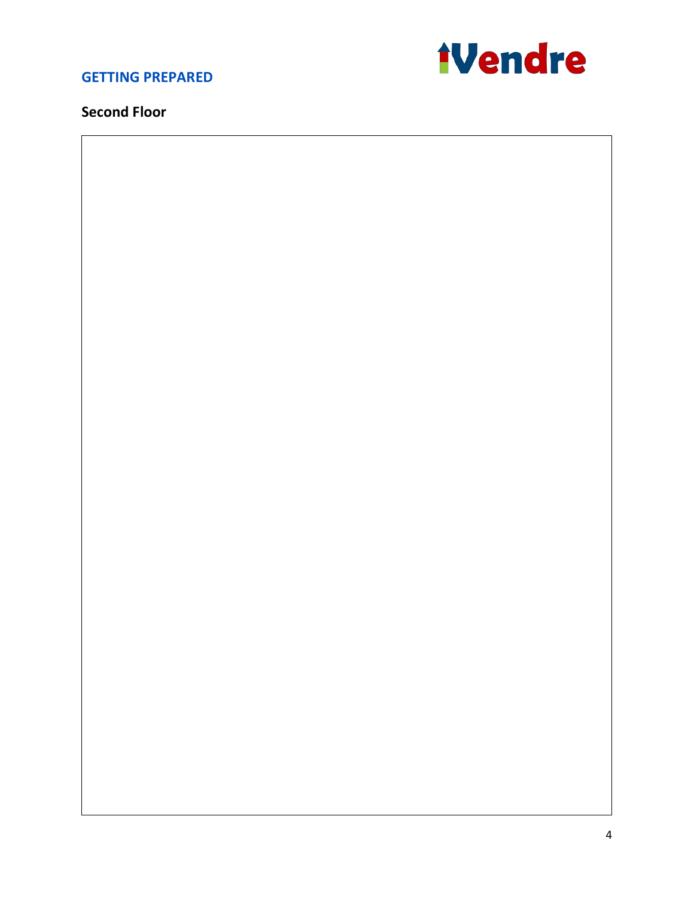## GETTING PREPARED

### Second Floor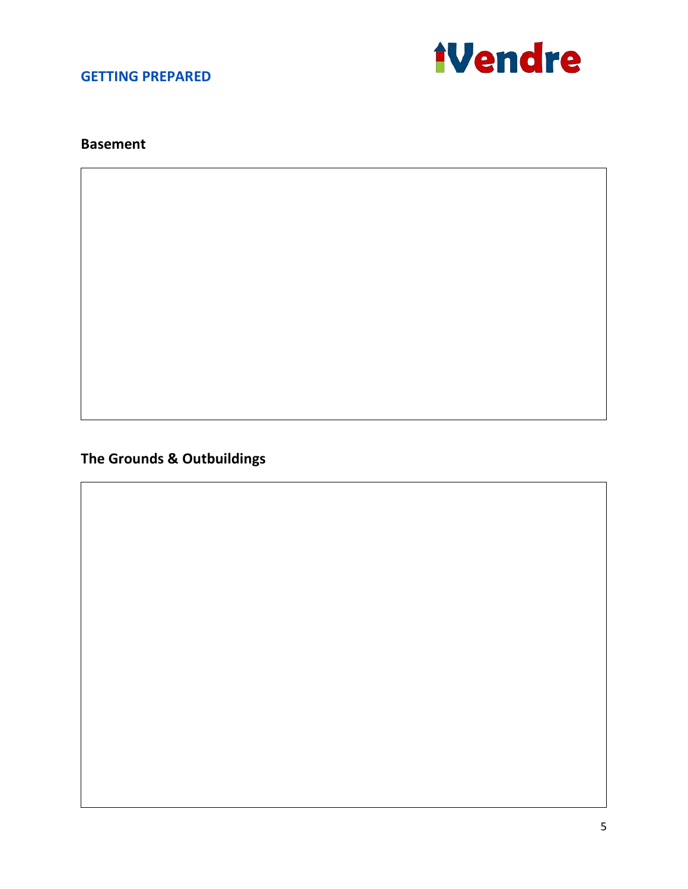## Basement

## The Grounds & Outbuildings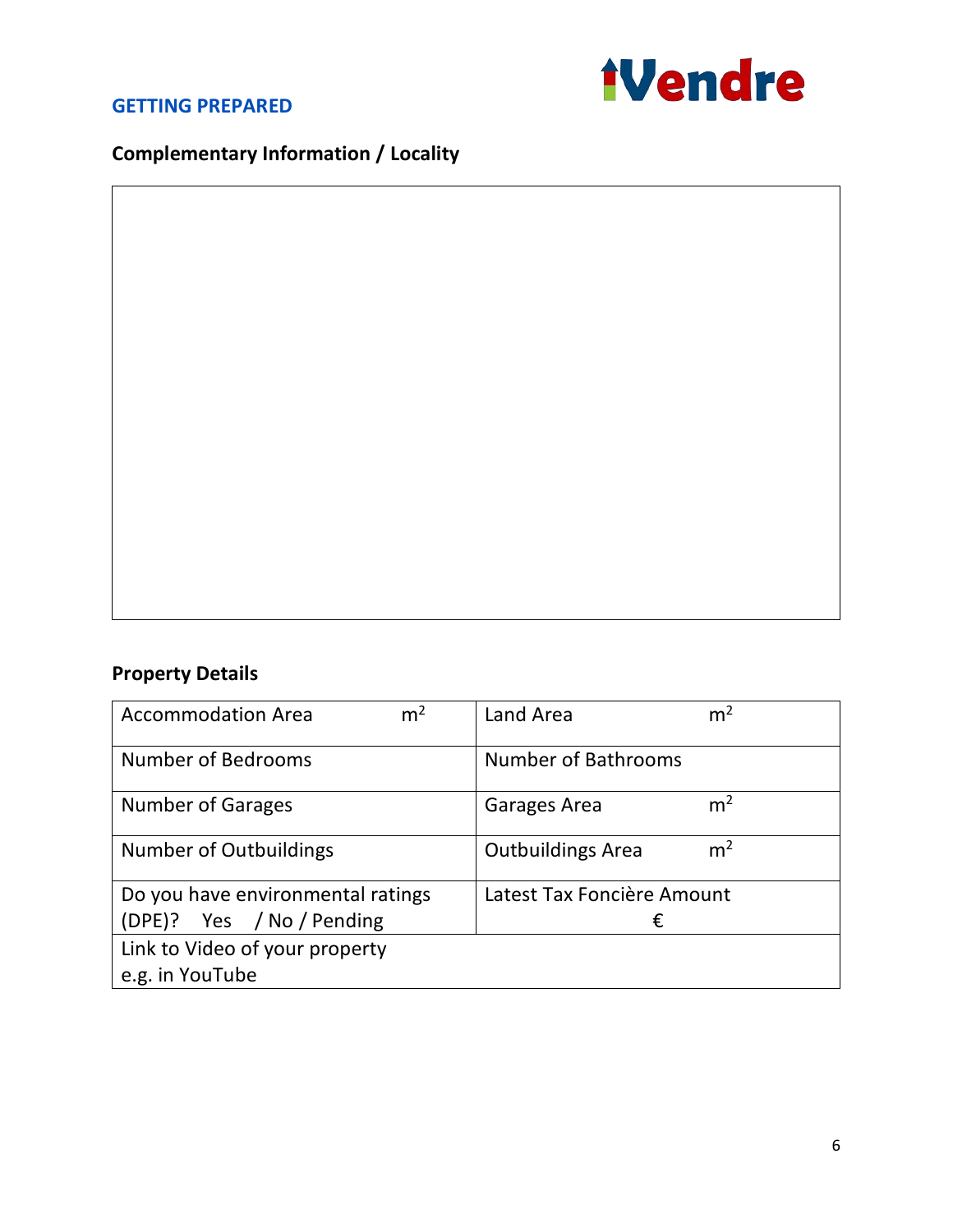GETTING PREPARED

iVendre

## Complementary Information / Locality

## Property Details

| | |
|---|---|
| Accommodation Area $m^2$ | Land Area $m^2$ |
| Number of Bedrooms | Number of Bathrooms |
| Number of Garages | Garages Area $m^2$ |
| Number of Outbuildings | Outbuildings Area $m^2$ |
| Do you have environmental ratings (DPE)? Yes / No / Pending | Latest Tax Foncière Amount € |
| Link to Video of your property e.g. in YouTube | |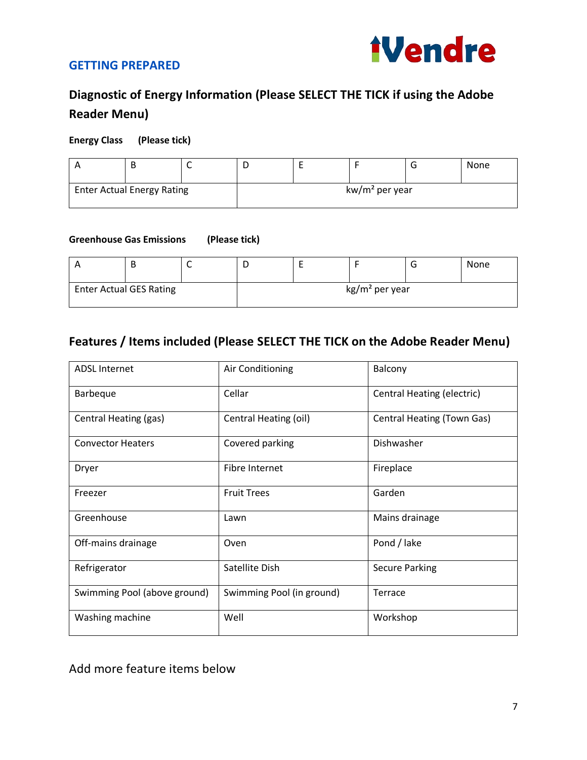## GETTING PREPARED

iVendre

### Diagnostic of Energy Information (Please SELECT THE TICK if using the Adobe Reader Menu)

**Energy Class (Please tick)**

| A | B | C | D | E | F | G | None |
|---|---|---|---|---|---|---|---|
| Enter Actual Energy Rating | | | kw/m² per year | | | | |

**Greenhouse Gas Emissions (Please tick)**

| A | B | C | D | E | F | G | None |
|---|---|---|---|---|---|---|---|
| Enter Actual GES Rating | | | kg/m² per year | | | | |

### Features / Items included (Please SELECT THE TICK on the Adobe Reader Menu)

| | | |
|---|---|---|
| ADSL Internet | Air Conditioning | Balcony |
| Barbeque | Cellar | Central Heating (electric) |
| Central Heating (gas) | Central Heating (oil) | Central Heating (Town Gas) |
| Convector Heaters | Covered parking | Dishwasher |
| Dryer | Fibre Internet | Fireplace |
| Freezer | Fruit Trees | Garden |
| Greenhouse | Lawn | Mains drainage |
| Off-mains drainage | Oven | Pond / lake |
| Refrigerator | Satellite Dish | Secure Parking |
| Swimming Pool (above ground) | Swimming Pool (in ground) | Terrace |
| Washing machine | Well | Workshop |

Add more feature items below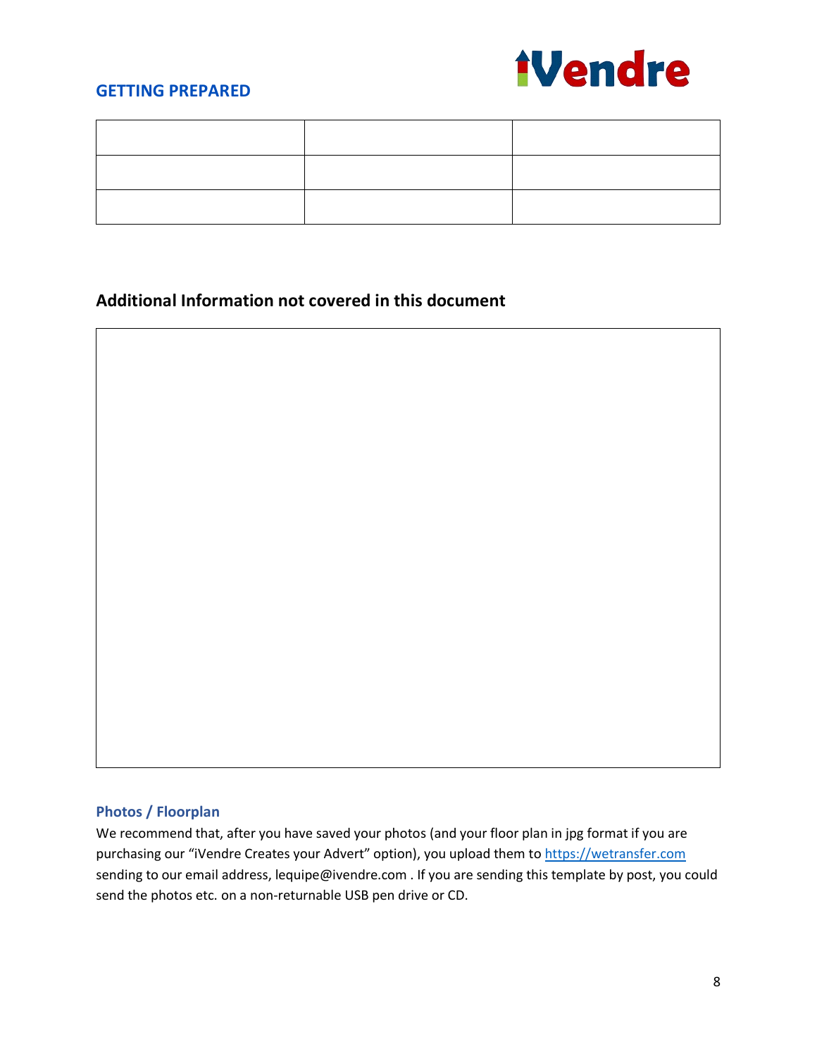| | | |
|---|---|---|
| | | |
| | | |

## Additional Information not covered in this document

| |
|---|
| |

### Photos / Floorplan

We recommend that, after you have saved your photos (and your floor plan in jpg format if you are purchasing our "iVendre Creates your Advert" option), you upload them to https://wetransfer.com sending to our email address, lequipe@ivendre.com . If you are sending this template by post, you could send the photos etc. on a non-returnable USB pen drive or CD.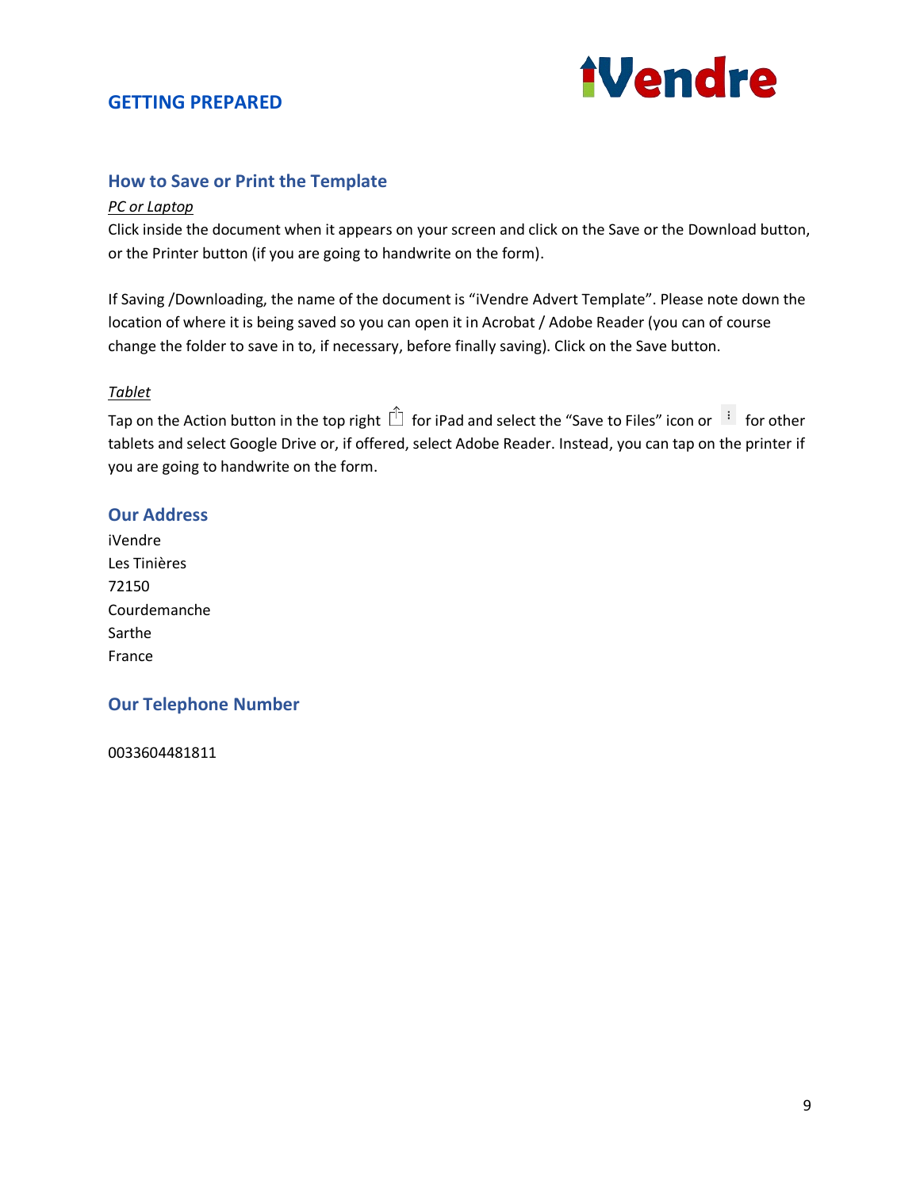# GETTING PREPARED

## How to Save or Print the Template

_PC or Laptop_

Click inside the document when it appears on your screen and click on the Save or the Download button, or the Printer button (if you are going to handwrite on the form).

If Saving /Downloading, the name of the document is “iVendre Advert Template”. Please note down the location of where it is being saved so you can open it in Acrobat / Adobe Reader (you can of course change the folder to save in to, if necessary, before finally saving). Click on the Save button.

_Tablet_

Tap on the Action button in the top right for iPad and select the “Save to Files” icon or for other tablets and select Google Drive or, if offered, select Adobe Reader. Instead, you can tap on the printer if you are going to handwrite on the form.

## Our Address

iVendre
Les Tinières
72150
Courdemanche
Sarthe
France

## Our Telephone Number

0033604481811